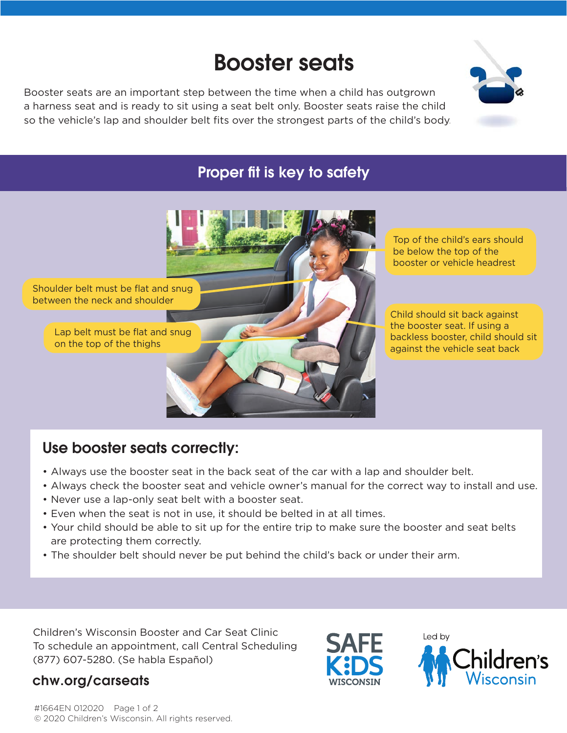# Booster seats

Booster seats are an important step between the time when a child has outgrown a harness seat and is ready to sit using a seat belt only. Booster seats raise the child so the vehicle's lap and shoulder belt fits over the strongest parts of the child's body.

## Proper fit is key to safety

Top of the child's ears should be below the top of the booster or vehicle headrest

Shoulder belt must be flat and snug between the neck and shoulder

Child should sit back against the booster seat. If using a backless booster, child should sit against the vehicle seat back

Lap belt must be flat and snug on the top of the thighs

### Use booster seats correctly:

- Always use the booster seat in the back seat of the car with a lap and shoulder belt.
- Always check the booster seat and vehicle owner's manual for the correct way to install and use.
- Never use a lap-only seat belt with a booster seat.
- Even when the seat is not in use, it should be belted in at all times.
- Your child should be able to sit up for the entire trip to make sure the booster and seat belts are protecting them correctly.
- The shoulder belt should never be put behind the child's back or under their arm.

Children's Wisconsin Booster and Car Seat Clinic
To schedule an appointment, call Central Scheduling (877) 607-5280. (Se habla Español)

**chw.org/carseats**

SAFE KIDS WISCONSIN

Led by Children's Wisconsin

#1664EN 012020

© 2020 Children's Wisconsin. All rights reserved.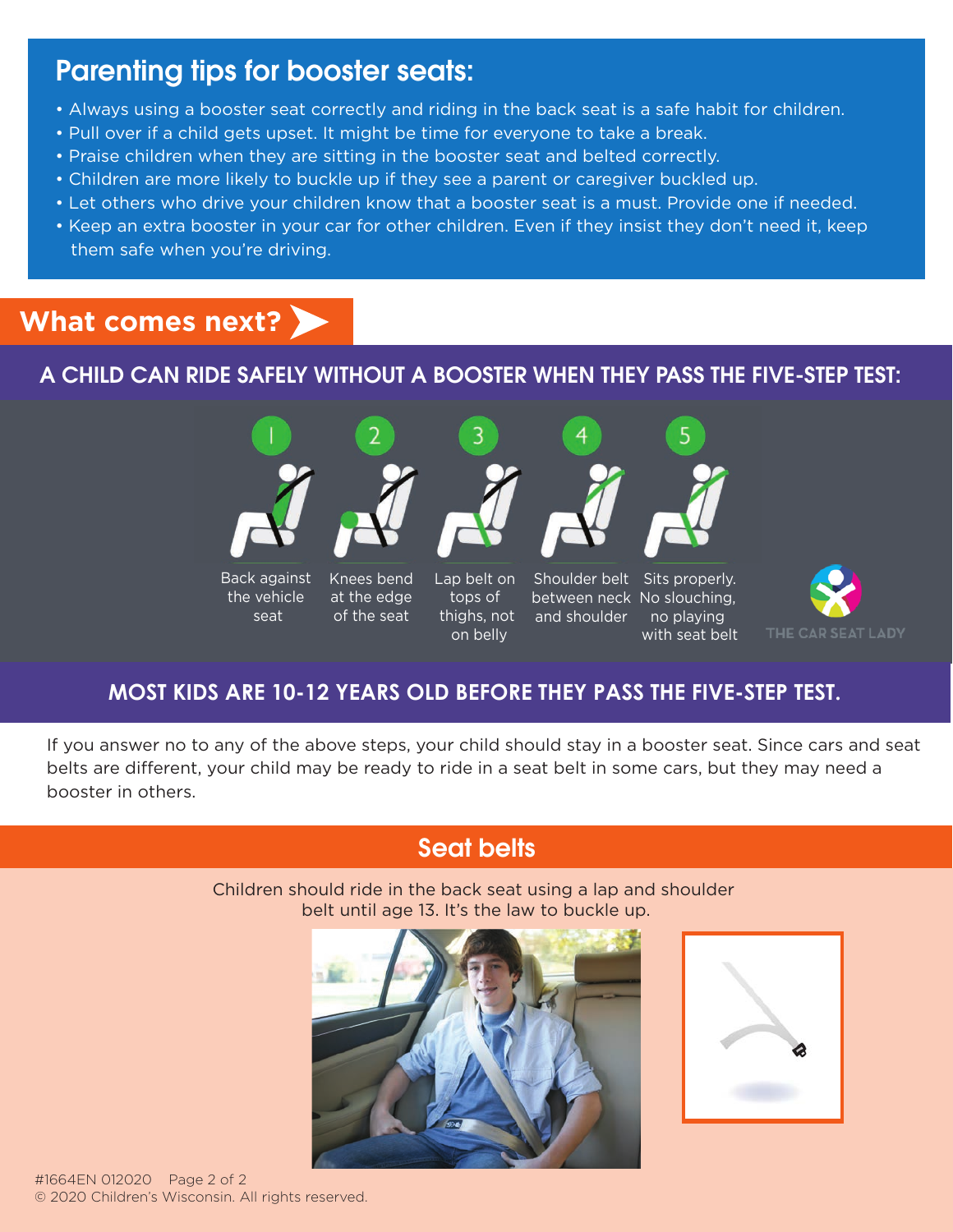## Parenting tips for booster seats:

- Always using a booster seat correctly and riding in the back seat is a safe habit for children.
- Pull over if a child gets upset. It might be time for everyone to take a break.
- Praise children when they are sitting in the booster seat and belted correctly.
- Children are more likely to buckle up if they see a parent or caregiver buckled up.
- Let others who drive your children know that a booster seat is a must. Provide one if needed.
- Keep an extra booster in your car for other children. Even if they insist they don't need it, keep them safe when you're driving.

## What comes next?

### A CHILD CAN RIDE SAFELY WITHOUT A BOOSTER WHEN THEY PASS THE FIVE-STEP TEST:

1. Back against the vehicle seat
2. Knees bend at the edge of the seat
3. Lap belt on tops of thighs, not on belly
4. Shoulder belt between neck and shoulder
5. Sits properly. No slouching, no playing with seat belt

THE CAR SEAT LADY

### MOST KIDS ARE 10-12 YEARS OLD BEFORE THEY PASS THE FIVE-STEP TEST.

If you answer no to any of the above steps, your child should stay in a booster seat. Since cars and seat belts are different, your child may be ready to ride in a seat belt in some cars, but they may need a booster in others.

## Seat belts

Children should ride in the back seat using a lap and shoulder belt until age 13. It's the law to buckle up.

#1664EN 012020

© 2020 Children's Wisconsin. All rights reserved.